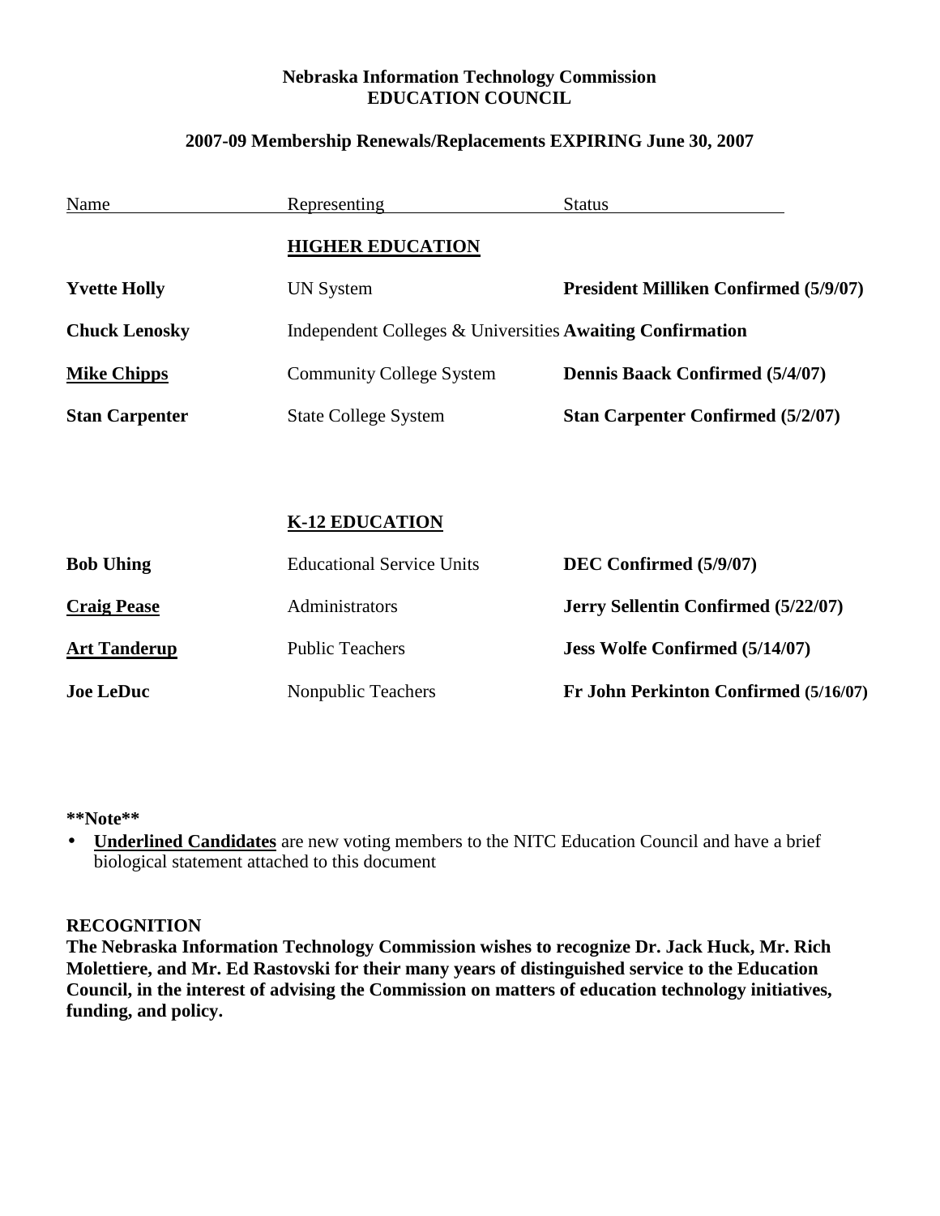**Nebraska Information Technology Commission**
**EDUCATION COUNCIL**

**2007-09 Membership Renewals/Replacements EXPIRING June 30, 2007**

| Name | Representing | Status |
|---|---|---|
| | **HIGHER EDUCATION** | |
| **Yvette Holly** | UN System | **President Milliken Confirmed (5/9/07)** |
| **Chuck Lenosky** | Independent Colleges & Universities | **Awaiting Confirmation** |
| **Mike Chipps** | Community College System | **Dennis Baack Confirmed (5/4/07)** |
| **Stan Carpenter** | State College System | **Stan Carpenter Confirmed (5/2/07)** |
| | **K-12 EDUCATION** | |
| **Bob Uhing** | Educational Service Units | **DEC Confirmed (5/9/07)** |
| **Craig Pease** | Administrators | **Jerry Sellentin Confirmed (5/22/07)** |
| **Art Tanderup** | Public Teachers | **Jess Wolfe Confirmed (5/14/07)** |
| **Joe LeDuc** | Nonpublic Teachers | **Fr John Perkinton Confirmed (5/16/07)** |

**\*\*Note\*\***

- **Underlined Candidates** are new voting members to the NITC Education Council and have a brief biological statement attached to this document

**RECOGNITION**

**The Nebraska Information Technology Commission wishes to recognize Dr. Jack Huck, Mr. Rich Molettiere, and Mr. Ed Rastovski for their many years of distinguished service to the Education Council, in the interest of advising the Commission on matters of education technology initiatives, funding, and policy.**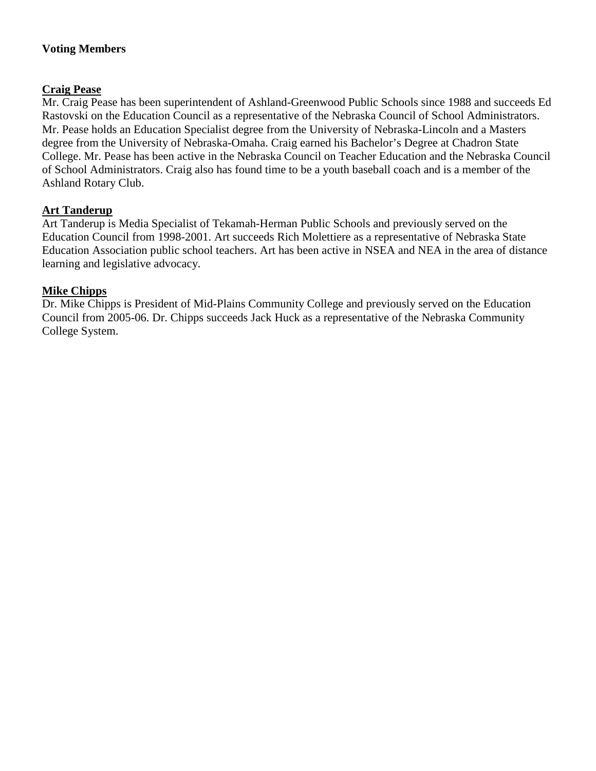**Voting Members**

**Craig Pease**

Mr. Craig Pease has been superintendent of Ashland-Greenwood Public Schools since 1988 and succeeds Ed Rastovski on the Education Council as a representative of the Nebraska Council of School Administrators. Mr. Pease holds an Education Specialist degree from the University of Nebraska-Lincoln and a Masters degree from the University of Nebraska-Omaha. Craig earned his Bachelor's Degree at Chadron State College. Mr. Pease has been active in the Nebraska Council on Teacher Education and the Nebraska Council of School Administrators. Craig also has found time to be a youth baseball coach and is a member of the Ashland Rotary Club.

**Art Tanderup**

Art Tanderup is Media Specialist of Tekamah-Herman Public Schools and previously served on the Education Council from 1998-2001. Art succeeds Rich Molettiere as a representative of Nebraska State Education Association public school teachers. Art has been active in NSEA and NEA in the area of distance learning and legislative advocacy.

**Mike Chipps**

Dr. Mike Chipps is President of Mid-Plains Community College and previously served on the Education Council from 2005-06. Dr. Chipps succeeds Jack Huck as a representative of the Nebraska Community College System.